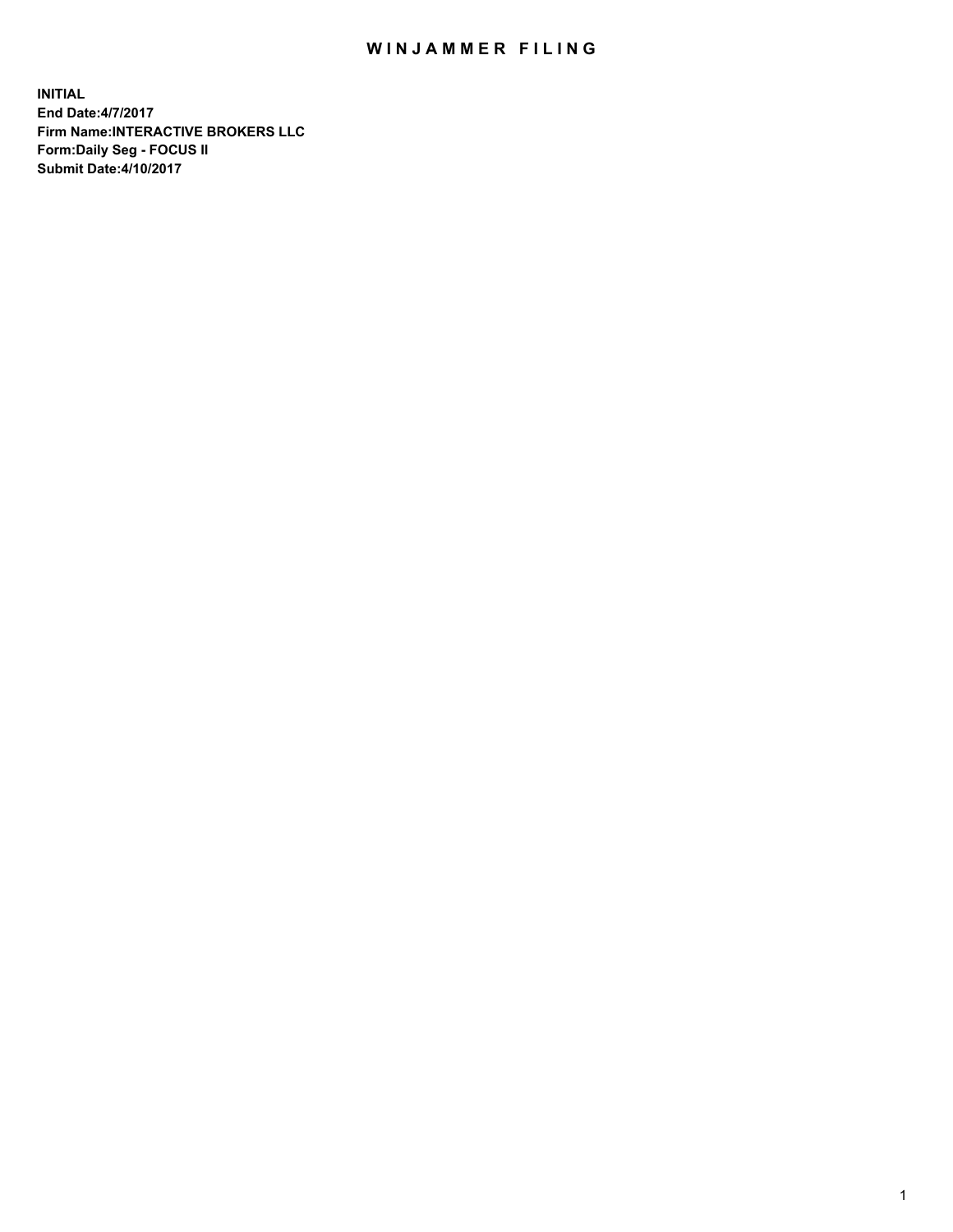# WINJAMMER FILING

**INITIAL**
**End Date:4/7/2017**
**Firm Name:INTERACTIVE BROKERS LLC**
**Form:Daily Seg - FOCUS II**
**Submit Date:4/10/2017**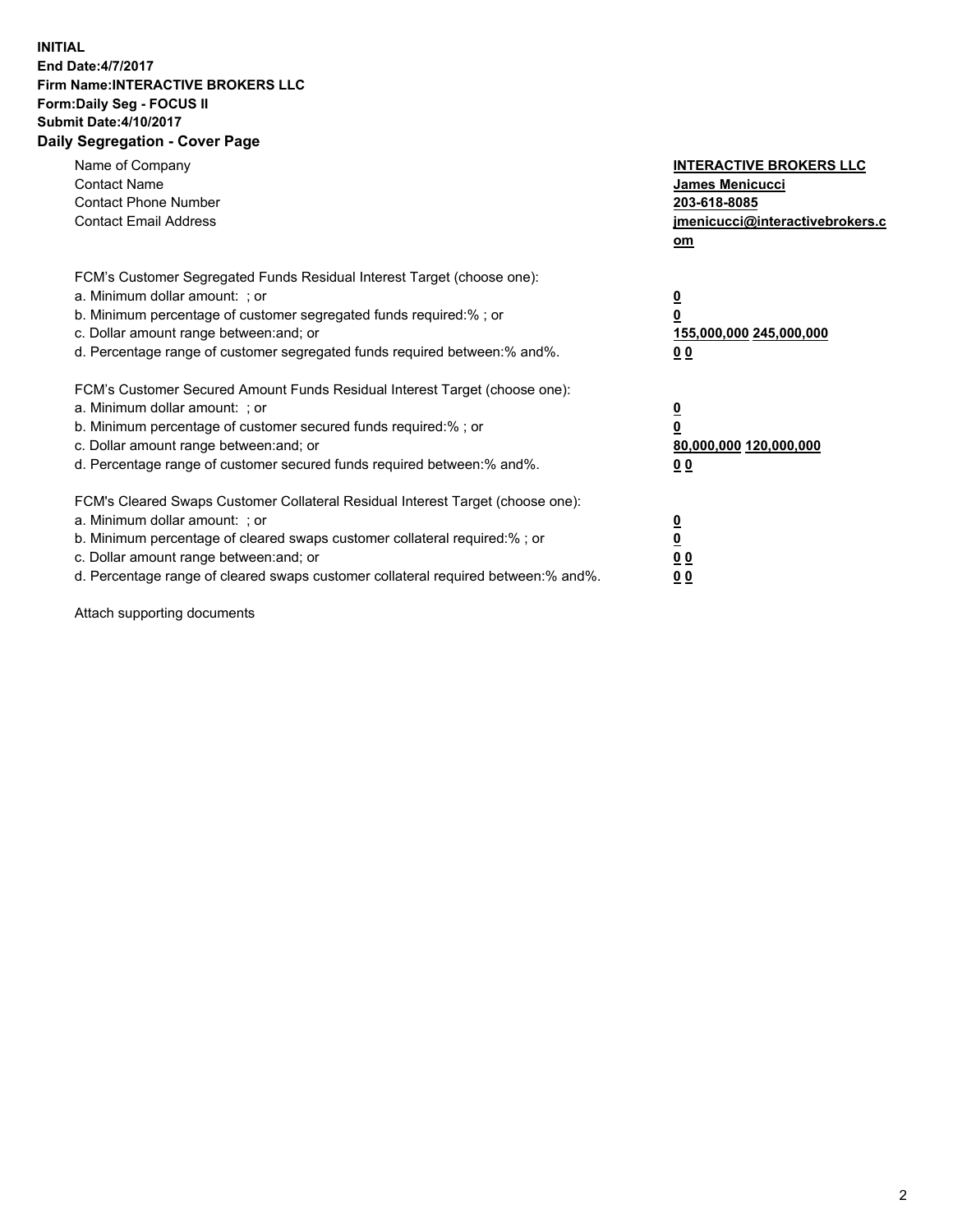**INITIAL**
**End Date:4/7/2017**
**Firm Name:INTERACTIVE BROKERS LLC**
**Form:Daily Seg - FOCUS II**
**Submit Date:4/10/2017**
**Daily Segregation - Cover Page**

| | |
|---|---|
| Name of Company | **INTERACTIVE BROKERS LLC** |
| Contact Name | **James Menicucci** |
| Contact Phone Number | **203-618-8085** |
| Contact Email Address | **jmenicucci@interactivebrokers.com** |

FCM's Customer Segregated Funds Residual Interest Target (choose one):

| | |
|---|---|
| a. Minimum dollar amount: ; or | **0** |
| b. Minimum percentage of customer segregated funds required:% ; or | **0** |
| c. Dollar amount range between:and; or | **155,000,000 245,000,000** |
| d. Percentage range of customer segregated funds required between:% and%. | **0 0** |

FCM's Customer Secured Amount Funds Residual Interest Target (choose one):

| | |
|---|---|
| a. Minimum dollar amount: ; or | **0** |
| b. Minimum percentage of customer secured funds required:% ; or | **0** |
| c. Dollar amount range between:and; or | **80,000,000 120,000,000** |
| d. Percentage range of customer secured funds required between:% and%. | **0 0** |

FCM's Cleared Swaps Customer Collateral Residual Interest Target (choose one):

| | |
|---|---|
| a. Minimum dollar amount: ; or | **0** |
| b. Minimum percentage of cleared swaps customer collateral required:% ; or | **0** |
| c. Dollar amount range between:and; or | **0 0** |
| d. Percentage range of cleared swaps customer collateral required between:% and%. | **0 0** |

Attach supporting documents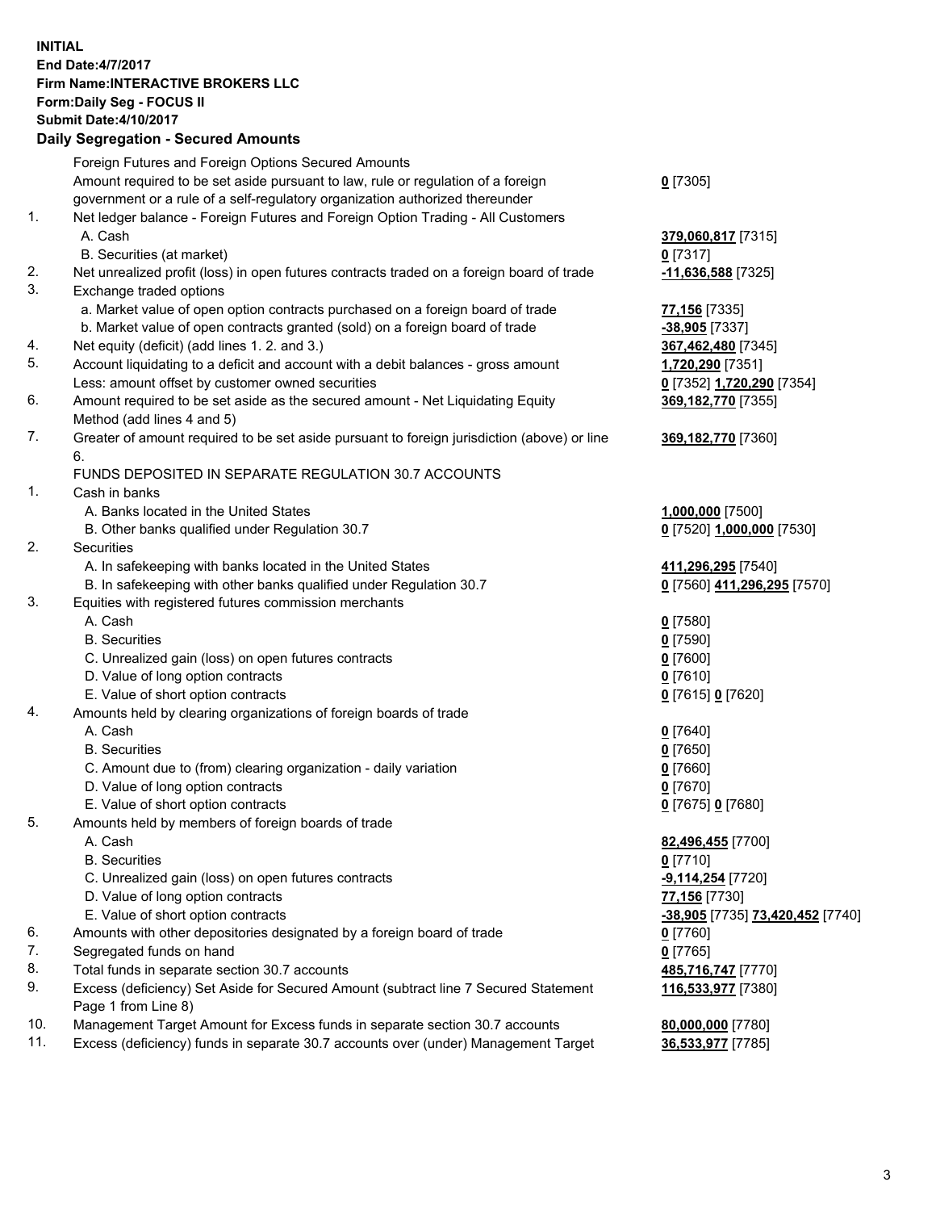**INITIAL**
**End Date:4/7/2017**
**Firm Name:INTERACTIVE BROKERS LLC**
**Form:Daily Seg - FOCUS II**
**Submit Date:4/10/2017**

## Daily Segregation - Secured Amounts

| | | |
|---|---|---|
| | Foreign Futures and Foreign Options Secured Amounts | |
| | Amount required to be set aside pursuant to law, rule or regulation of a foreign government or a rule of a self-regulatory organization authorized thereunder | **0** [7305] |
| 1. | Net ledger balance - Foreign Futures and Foreign Option Trading - All Customers | |
| | A. Cash | **379,060,817** [7315] |
| | B. Securities (at market) | **0** [7317] |
| 2. | Net unrealized profit (loss) in open futures contracts traded on a foreign board of trade | **-11,636,588** [7325] |
| 3. | Exchange traded options | |
| | a. Market value of open option contracts purchased on a foreign board of trade | **77,156** [7335] |
| | b. Market value of open contracts granted (sold) on a foreign board of trade | **-38,905** [7337] |
| 4. | Net equity (deficit) (add lines 1. 2. and 3.) | **367,462,480** [7345] |
| 5. | Account liquidating to a deficit and account with a debit balances - gross amount | **1,720,290** [7351] |
| | Less: amount offset by customer owned securities | **0** [7352] **1,720,290** [7354] |
| 6. | Amount required to be set aside as the secured amount - Net Liquidating Equity Method (add lines 4 and 5) | **369,182,770** [7355] |
| 7. | Greater of amount required to be set aside pursuant to foreign jurisdiction (above) or line 6. | **369,182,770** [7360] |
| | FUNDS DEPOSITED IN SEPARATE REGULATION 30.7 ACCOUNTS | |
| 1. | Cash in banks | |
| | A. Banks located in the United States | **1,000,000** [7500] |
| | B. Other banks qualified under Regulation 30.7 | **0** [7520] **1,000,000** [7530] |
| 2. | Securities | |
| | A. In safekeeping with banks located in the United States | **411,296,295** [7540] |
| | B. In safekeeping with other banks qualified under Regulation 30.7 | **0** [7560] **411,296,295** [7570] |
| 3. | Equities with registered futures commission merchants | |
| | A. Cash | **0** [7580] |
| | B. Securities | **0** [7590] |
| | C. Unrealized gain (loss) on open futures contracts | **0** [7600] |
| | D. Value of long option contracts | **0** [7610] |
| | E. Value of short option contracts | **0** [7615] **0** [7620] |
| 4. | Amounts held by clearing organizations of foreign boards of trade | |
| | A. Cash | **0** [7640] |
| | B. Securities | **0** [7650] |
| | C. Amount due to (from) clearing organization - daily variation | **0** [7660] |
| | D. Value of long option contracts | **0** [7670] |
| | E. Value of short option contracts | **0** [7675] **0** [7680] |
| 5. | Amounts held by members of foreign boards of trade | |
| | A. Cash | **82,496,455** [7700] |
| | B. Securities | **0** [7710] |
| | C. Unrealized gain (loss) on open futures contracts | **-9,114,254** [7720] |
| | D. Value of long option contracts | **77,156** [7730] |
| | E. Value of short option contracts | **-38,905** [7735] **73,420,452** [7740] |
| 6. | Amounts with other depositories designated by a foreign board of trade | **0** [7760] |
| 7. | Segregated funds on hand | **0** [7765] |
| 8. | Total funds in separate section 30.7 accounts | **485,716,747** [7770] |
| 9. | Excess (deficiency) Set Aside for Secured Amount (subtract line 7 Secured Statement Page 1 from Line 8) | **116,533,977** [7380] |
| 10. | Management Target Amount for Excess funds in separate section 30.7 accounts | **80,000,000** [7780] |
| 11. | Excess (deficiency) funds in separate 30.7 accounts over (under) Management Target | **36,533,977** [7785] |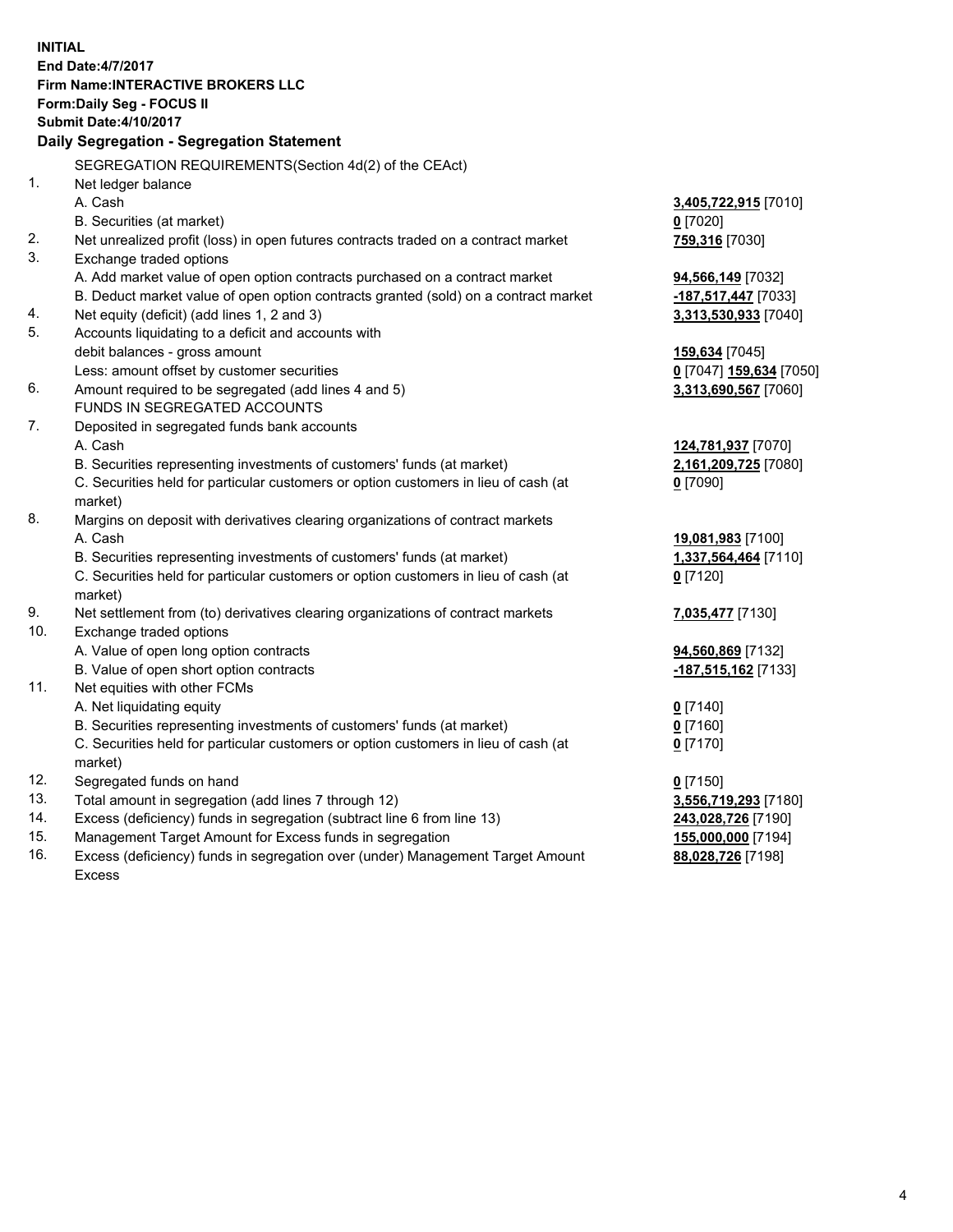**INITIAL**
**End Date:4/7/2017**
**Firm Name:INTERACTIVE BROKERS LLC**
**Form:Daily Seg - FOCUS II**
**Submit Date:4/10/2017**

### Daily Segregation - Segregation Statement

SEGREGATION REQUIREMENTS(Section 4d(2) of the CEAct)

| | | |
|---|---|---|
| 1. | Net ledger balance | |
| | A. Cash | **3,405,722,915** [7010] |
| | B. Securities (at market) | **0** [7020] |
| 2. | Net unrealized profit (loss) in open futures contracts traded on a contract market | **759,316** [7030] |
| 3. | Exchange traded options | |
| | A. Add market value of open option contracts purchased on a contract market | **94,566,149** [7032] |
| | B. Deduct market value of open option contracts granted (sold) on a contract market | **-187,517,447** [7033] |
| 4. | Net equity (deficit) (add lines 1, 2 and 3) | **3,313,530,933** [7040] |
| 5. | Accounts liquidating to a deficit and accounts with | |
| | debit balances - gross amount | **159,634** [7045] |
| | Less: amount offset by customer securities | **0** [7047] **159,634** [7050] |
| 6. | Amount required to be segregated (add lines 4 and 5) | **3,313,690,567** [7060] |
| | FUNDS IN SEGREGATED ACCOUNTS | |
| 7. | Deposited in segregated funds bank accounts | |
| | A. Cash | **124,781,937** [7070] |
| | B. Securities representing investments of customers' funds (at market) | **2,161,209,725** [7080] |
| | C. Securities held for particular customers or option customers in lieu of cash (at market) | **0** [7090] |
| 8. | Margins on deposit with derivatives clearing organizations of contract markets | |
| | A. Cash | **19,081,983** [7100] |
| | B. Securities representing investments of customers' funds (at market) | **1,337,564,464** [7110] |
| | C. Securities held for particular customers or option customers in lieu of cash (at market) | **0** [7120] |
| 9. | Net settlement from (to) derivatives clearing organizations of contract markets | **7,035,477** [7130] |
| 10. | Exchange traded options | |
| | A. Value of open long option contracts | **94,560,869** [7132] |
| | B. Value of open short option contracts | **-187,515,162** [7133] |
| 11. | Net equities with other FCMs | |
| | A. Net liquidating equity | **0** [7140] |
| | B. Securities representing investments of customers' funds (at market) | **0** [7160] |
| | C. Securities held for particular customers or option customers in lieu of cash (at market) | **0** [7170] |
| 12. | Segregated funds on hand | **0** [7150] |
| 13. | Total amount in segregation (add lines 7 through 12) | **3,556,719,293** [7180] |
| 14. | Excess (deficiency) funds in segregation (subtract line 6 from line 13) | **243,028,726** [7190] |
| 15. | Management Target Amount for Excess funds in segregation | **155,000,000** [7194] |
| 16. | Excess (deficiency) funds in segregation over (under) Management Target Amount Excess | **88,028,726** [7198] |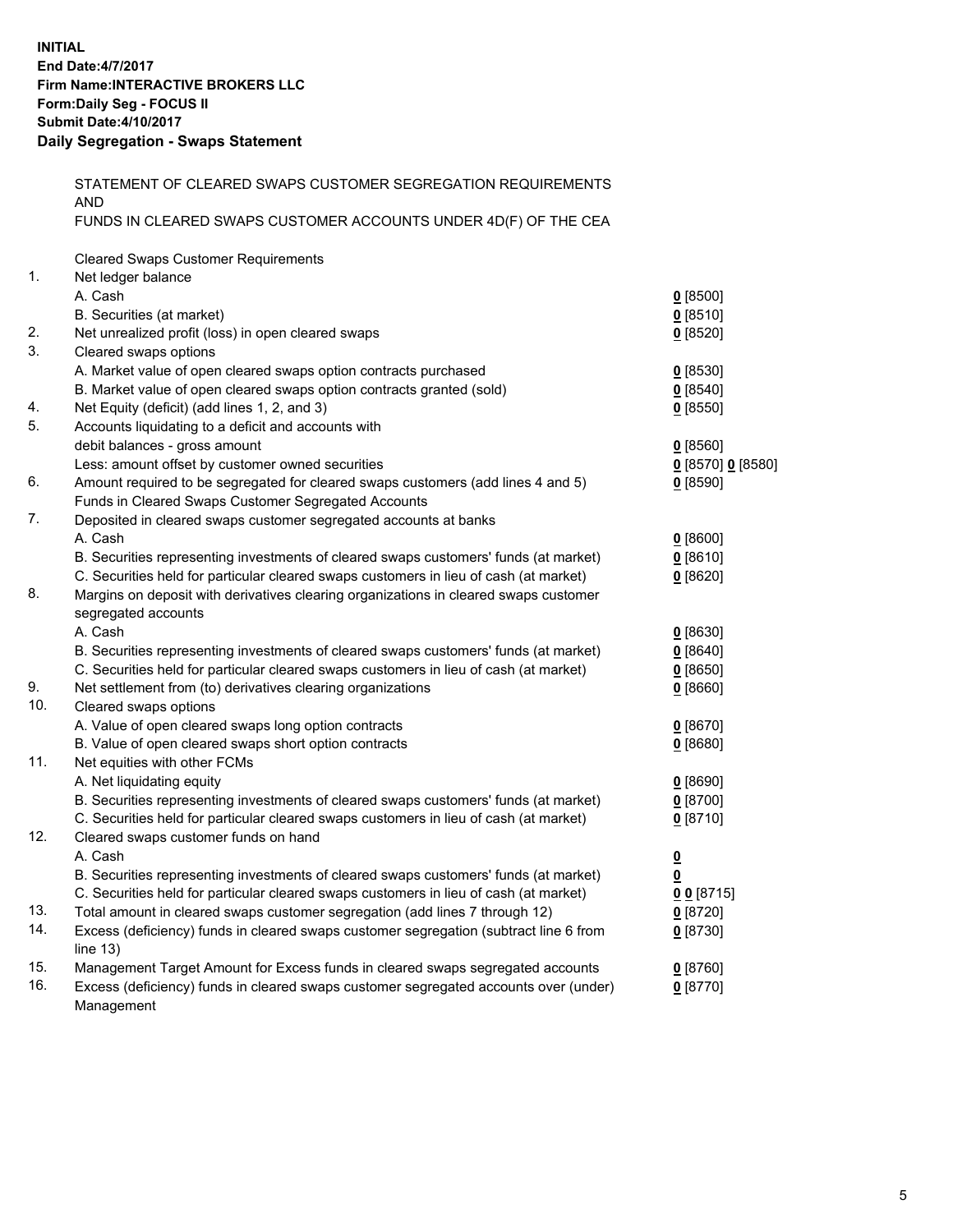**INITIAL**
**End Date:4/7/2017**
**Firm Name:INTERACTIVE BROKERS LLC**
**Form:Daily Seg - FOCUS II**
**Submit Date:4/10/2017**
**Daily Segregation - Swaps Statement**

STATEMENT OF CLEARED SWAPS CUSTOMER SEGREGATION REQUIREMENTS AND FUNDS IN CLEARED SWAPS CUSTOMER ACCOUNTS UNDER 4D(F) OF THE CEA

| | | |
|---|---|---|
| | Cleared Swaps Customer Requirements | |
| 1. | Net ledger balance | |
| | A. Cash | 0 [8500] |
| | B. Securities (at market) | 0 [8510] |
| 2. | Net unrealized profit (loss) in open cleared swaps | 0 [8520] |
| 3. | Cleared swaps options | |
| | A. Market value of open cleared swaps option contracts purchased | 0 [8530] |
| | B. Market value of open cleared swaps option contracts granted (sold) | 0 [8540] |
| 4. | Net Equity (deficit) (add lines 1, 2, and 3) | 0 [8550] |
| 5. | Accounts liquidating to a deficit and accounts with debit balances - gross amount | 0 [8560] |
| | Less: amount offset by customer owned securities | 0 [8570] 0 [8580] |
| 6. | Amount required to be segregated for cleared swaps customers (add lines 4 and 5) | 0 [8590] |
| | Funds in Cleared Swaps Customer Segregated Accounts | |
| 7. | Deposited in cleared swaps customer segregated accounts at banks | |
| | A. Cash | 0 [8600] |
| | B. Securities representing investments of cleared swaps customers' funds (at market) | 0 [8610] |
| | C. Securities held for particular cleared swaps customers in lieu of cash (at market) | 0 [8620] |
| 8. | Margins on deposit with derivatives clearing organizations in cleared swaps customer segregated accounts | |
| | A. Cash | 0 [8630] |
| | B. Securities representing investments of cleared swaps customers' funds (at market) | 0 [8640] |
| | C. Securities held for particular cleared swaps customers in lieu of cash (at market) | 0 [8650] |
| 9. | Net settlement from (to) derivatives clearing organizations | 0 [8660] |
| 10. | Cleared swaps options | |
| | A. Value of open cleared swaps long option contracts | 0 [8670] |
| | B. Value of open cleared swaps short option contracts | 0 [8680] |
| 11. | Net equities with other FCMs | |
| | A. Net liquidating equity | 0 [8690] |
| | B. Securities representing investments of cleared swaps customers' funds (at market) | 0 [8700] |
| | C. Securities held for particular cleared swaps customers in lieu of cash (at market) | 0 [8710] |
| 12. | Cleared swaps customer funds on hand | |
| | A. Cash | 0 |
| | B. Securities representing investments of cleared swaps customers' funds (at market) | 0 |
| | C. Securities held for particular cleared swaps customers in lieu of cash (at market) | 0 0 [8715] |
| 13. | Total amount in cleared swaps customer segregation (add lines 7 through 12) | 0 [8720] |
| 14. | Excess (deficiency) funds in cleared swaps customer segregation (subtract line 6 from line 13) | 0 [8730] |
| 15. | Management Target Amount for Excess funds in cleared swaps segregated accounts | 0 [8760] |
| 16. | Excess (deficiency) funds in cleared swaps customer segregated accounts over (under) Management | 0 [8770] |